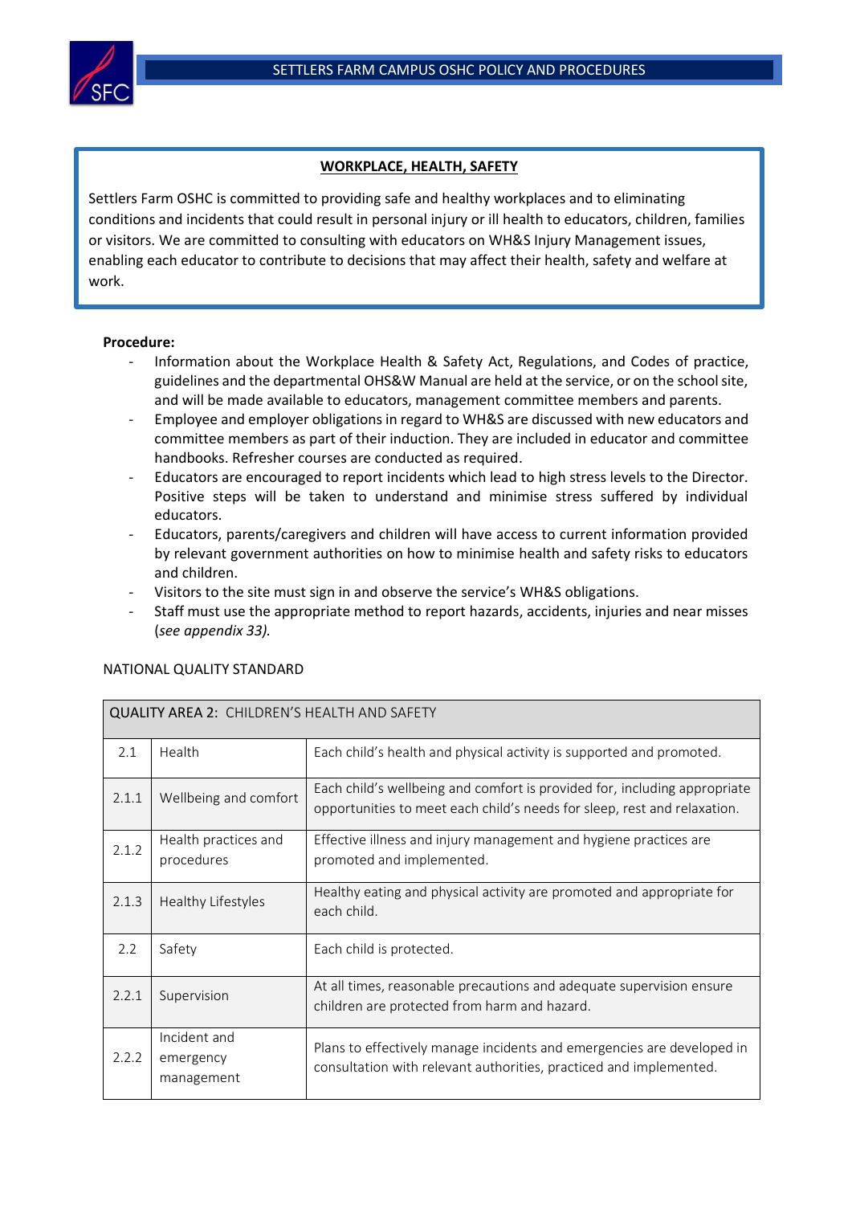## WORKPLACE, HEALTH, SAFETY

Settlers Farm OSHC is committed to providing safe and healthy workplaces and to eliminating conditions and incidents that could result in personal injury or ill health to educators, children, families or visitors. We are committed to consulting with educators on WH&S Injury Management issues, enabling each educator to contribute to decisions that may affect their health, safety and welfare at work.

**Procedure:**

- Information about the Workplace Health & Safety Act, Regulations, and Codes of practice, guidelines and the departmental OHS&W Manual are held at the service, or on the school site, and will be made available to educators, management committee members and parents.
- Employee and employer obligations in regard to WH&S are discussed with new educators and committee members as part of their induction. They are included in educator and committee handbooks. Refresher courses are conducted as required.
- Educators are encouraged to report incidents which lead to high stress levels to the Director. Positive steps will be taken to understand and minimise stress suffered by individual educators.
- Educators, parents/caregivers and children will have access to current information provided by relevant government authorities on how to minimise health and safety risks to educators and children.
- Visitors to the site must sign in and observe the service's WH&S obligations.
- Staff must use the appropriate method to report hazards, accidents, injuries and near misses (*see appendix 33).*

NATIONAL QUALITY STANDARD

| QUALITY AREA 2: CHILDREN'S HEALTH AND SAFETY | | |
|---|---|---|
| 2.1 | Health | Each child's health and physical activity is supported and promoted. |
| 2.1.1 | Wellbeing and comfort | Each child's wellbeing and comfort is provided for, including appropriate opportunities to meet each child's needs for sleep, rest and relaxation. |
| 2.1.2 | Health practices and procedures | Effective illness and injury management and hygiene practices are promoted and implemented. |
| 2.1.3 | Healthy Lifestyles | Healthy eating and physical activity are promoted and appropriate for each child. |
| 2.2 | Safety | Each child is protected. |
| 2.2.1 | Supervision | At all times, reasonable precautions and adequate supervision ensure children are protected from harm and hazard. |
| 2.2.2 | Incident and emergency management | Plans to effectively manage incidents and emergencies are developed in consultation with relevant authorities, practiced and implemented. |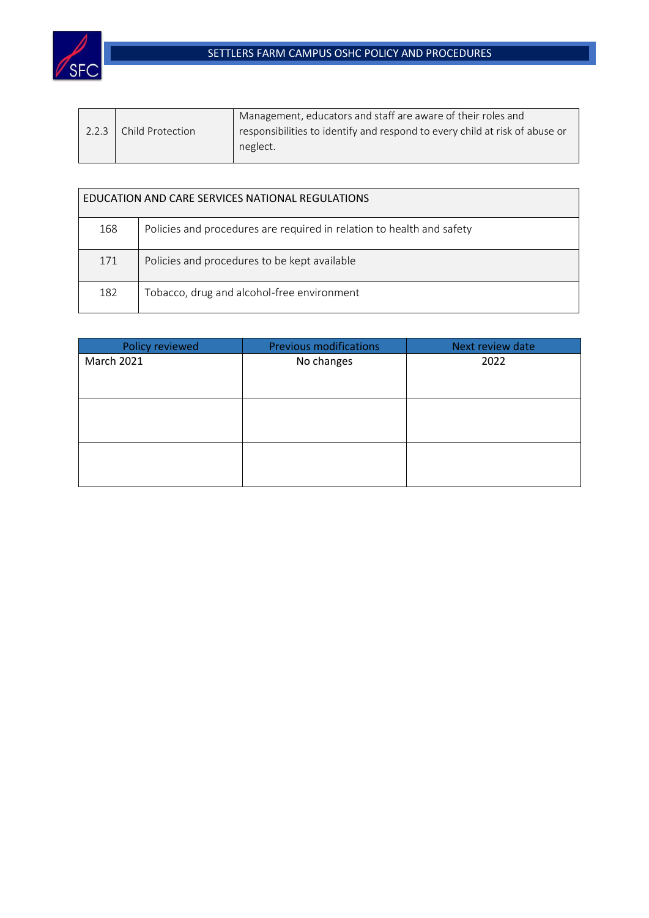| | | |
|---|---|---|
| 2.2.3 | Child Protection | Management, educators and staff are aware of their roles and responsibilities to identify and respond to every child at risk of abuse or neglect. |

| EDUCATION AND CARE SERVICES NATIONAL REGULATIONS | |
|---|---|
| 168 | Policies and procedures are required in relation to health and safety |
| 171 | Policies and procedures to be kept available |
| 182 | Tobacco, drug and alcohol-free environment |

| Policy reviewed | Previous modifications | Next review date |
|---|---|---|
| March 2021 | No changes | 2022 |
| | | |
| | | |